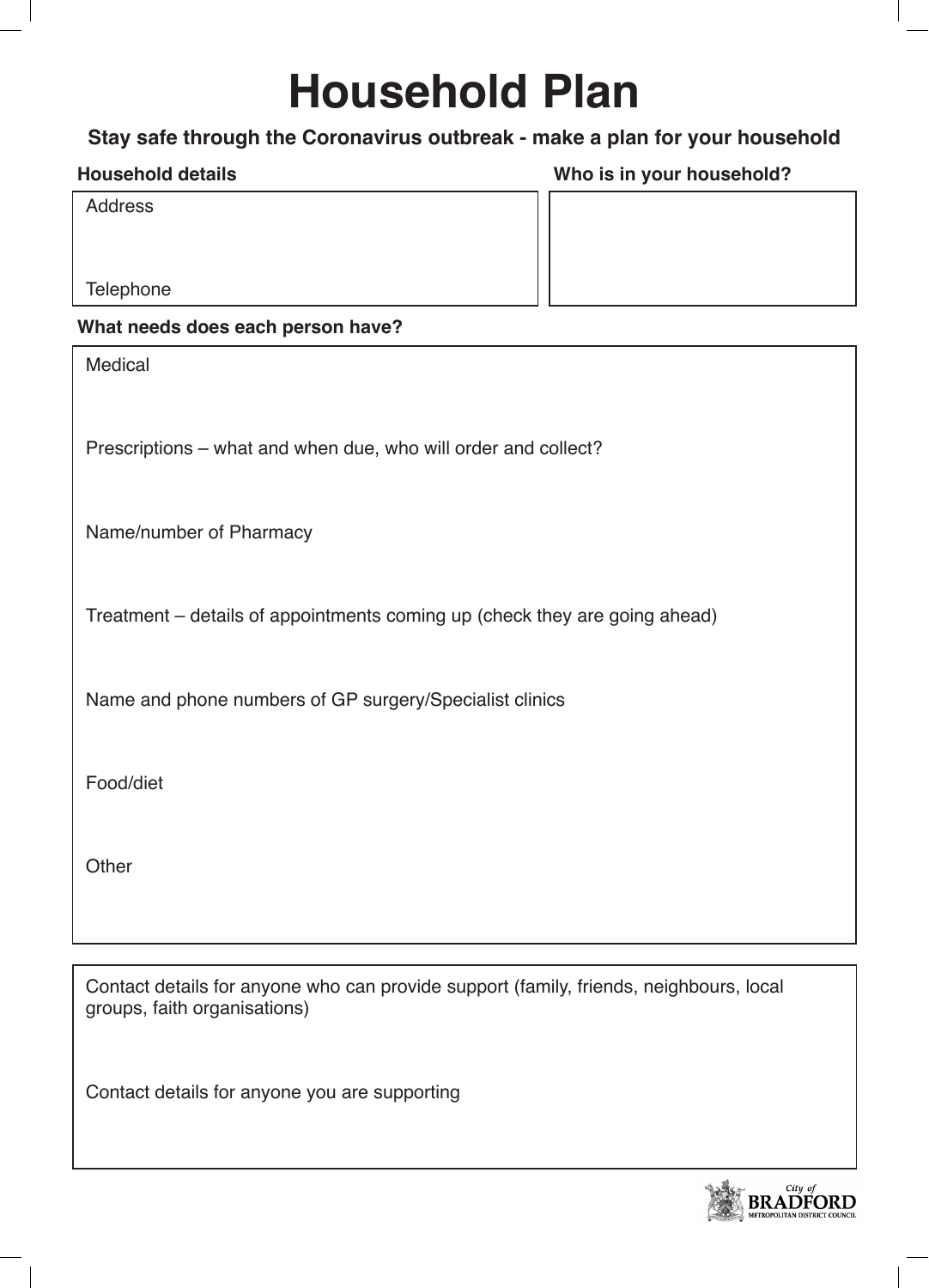# Household Plan

**Stay safe through the Coronavirus outbreak - make a plan for your household**

**Household details**

Address

Telephone

**Who is in your household?**

**What needs does each person have?**

Medical

Prescriptions – what and when due, who will order and collect?

Name/number of Pharmacy

Treatment – details of appointments coming up (check they are going ahead)

Name and phone numbers of GP surgery/Specialist clinics

Food/diet

Other

Contact details for anyone who can provide support (family, friends, neighbours, local groups, faith organisations)

Contact details for anyone you are supporting

City of BRADFORD METROPOLITAN DISTRICT COUNCIL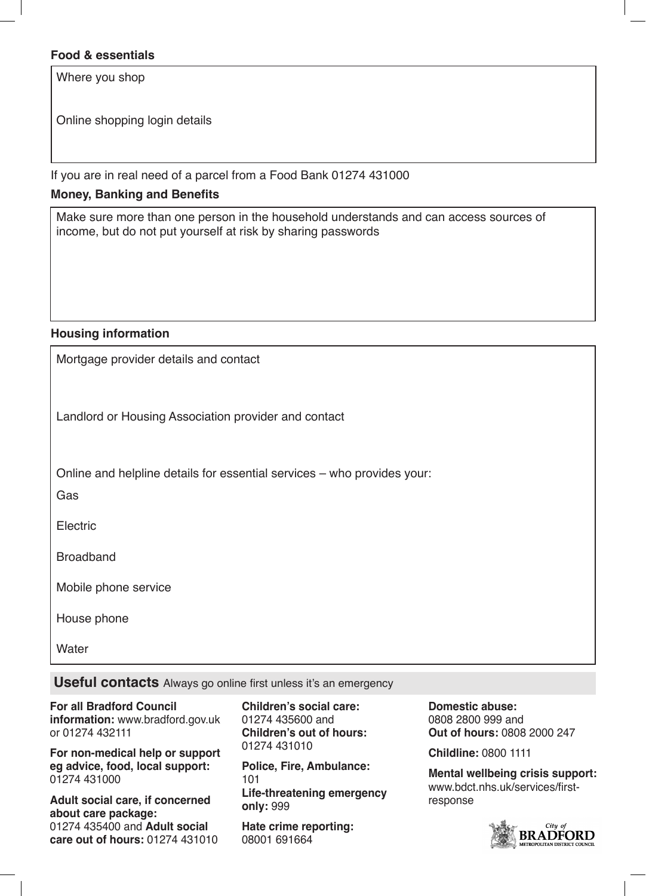**Food & essentials**

Where you shop

Online shopping login details

If you are in real need of a parcel from a Food Bank 01274 431000

**Money, Banking and Benefits**

Make sure more than one person in the household understands and can access sources of income, but do not put yourself at risk by sharing passwords

**Housing information**

Mortgage provider details and contact

Landlord or Housing Association provider and contact

Online and helpline details for essential services – who provides your:

Gas

Electric

Broadband

Mobile phone service

House phone

Water

## Useful contacts

Always go online first unless it's an emergency

**For all Bradford Council information:** www.bradford.gov.uk or 01274 432111

**For non-medical help or support eg advice, food, local support:** 01274 431000

**Adult social care, if concerned about care package:** 01274 435400 and **Adult social care out of hours:** 01274 431010

**Children's social care:** 01274 435600 and **Children's out of hours:** 01274 431010

**Police, Fire, Ambulance:** 101

**Life-threatening emergency only:** 999

**Hate crime reporting:** 08001 691664

**Domestic abuse:** 0808 2800 999 and **Out of hours:** 0808 2000 247

**Childline:** 0800 1111

**Mental wellbeing crisis support:** www.bdct.nhs.uk/services/first-response

City of BRADFORD METROPOLITAN DISTRICT COUNCIL